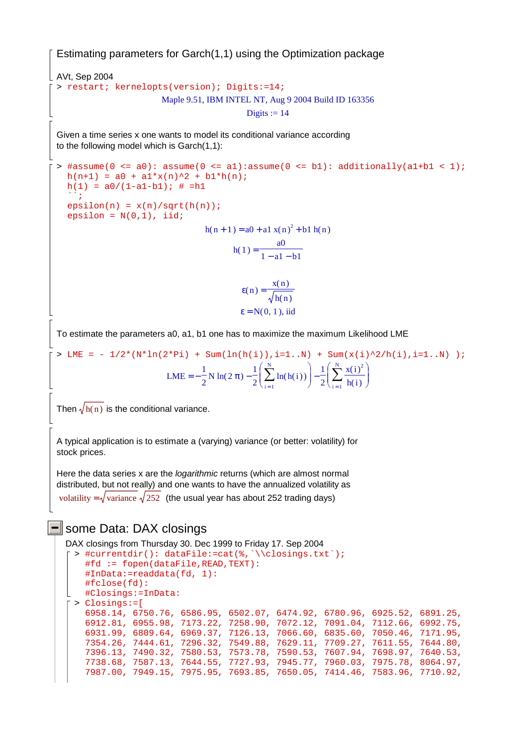# Estimating parameters for Garch(1,1) using the Optimization package

AVt, Sep 2004

```
> restart; kernelopts(version); Digits:=14;
```

Maple 9.51, IBM INTEL NT, Aug 9 2004 Build ID 163356

Digits := 14

Given a time series x one wants to model its conditional variance according to the following model which is Garch(1,1):

```
> #assume(0 <= a0): assume(0 <= a1):assume(0 <= b1): additionally(a1+b1 < 1);
  h(n+1) = a0 + a1*x(n)^2 + b1*h(n);
  h(1) = a0/(1-a1-b1); # =h1
  ``;
  epsilon(n) = x(n)/sqrt(h(n));
  epsilon = N(0,1), iid;
```

$$h(n+1) = a0 + a1\,x(n)^2 + b1\,h(n)$$

$$h(1) = \frac{a0}{1 - a1 - b1}$$

$$\varepsilon(n) = \frac{x(n)}{\sqrt{h(n)}}$$

$$\varepsilon = N(0, 1), \text{ iid}$$

To estimate the parameters a0, a1, b1 one has to maximize the maximum Likelihood LME

```
> LME = - 1/2*(N*ln(2*Pi) + Sum(ln(h(i)),i=1..N) + Sum(x(i)^2/h(i),i=1..N) );
```

$$LME = -\frac{1}{2} N \ln(2\pi) - \frac{1}{2}\left(\sum_{i=1}^{N} \ln(h(i))\right) - \frac{1}{2}\left(\sum_{i=1}^{N} \frac{x(i)^2}{h(i)}\right)$$

Then $\sqrt{h(n)}$ is the conditional variance.

A typical application is to estimate a (varying) variance (or better: volatility) for stock prices.

Here the data series x are the *logarithmic* returns (which are almost normal distributed, but not really) and one wants to have the annualized volatility as $\text{volatility} = \sqrt{\text{variance}}\,\sqrt{252}$ (the usual year has about 252 trading days)

## some Data: DAX closings

DAX closings from Thursday 30. Dec 1999 to Friday 17. Sep 2004

```
> #currentdir(): dataFile:=cat(%,`\\closings.txt`);
  #fd := fopen(dataFile,READ,TEXT):
  #InData:=readdata(fd, 1):
  #fclose(fd):
  #Closings:=InData:
> Closings:=[
  6958.14, 6750.76, 6586.95, 6502.07, 6474.92, 6780.96, 6925.52, 6891.25,
  6912.81, 6955.98, 7173.22, 7258.90, 7072.12, 7091.04, 7112.66, 6992.75,
  6931.99, 6809.64, 6969.37, 7126.13, 7066.60, 6835.60, 7050.46, 7171.95,
  7354.26, 7444.61, 7296.32, 7549.88, 7629.11, 7709.27, 7611.55, 7644.80,
  7396.13, 7490.32, 7580.53, 7573.78, 7590.53, 7607.94, 7698.97, 7640.53,
  7738.68, 7587.13, 7644.55, 7727.93, 7945.77, 7960.03, 7975.78, 8064.97,
  7987.00, 7949.15, 7975.95, 7693.85, 7650.05, 7414.46, 7583.96, 7710.92,
```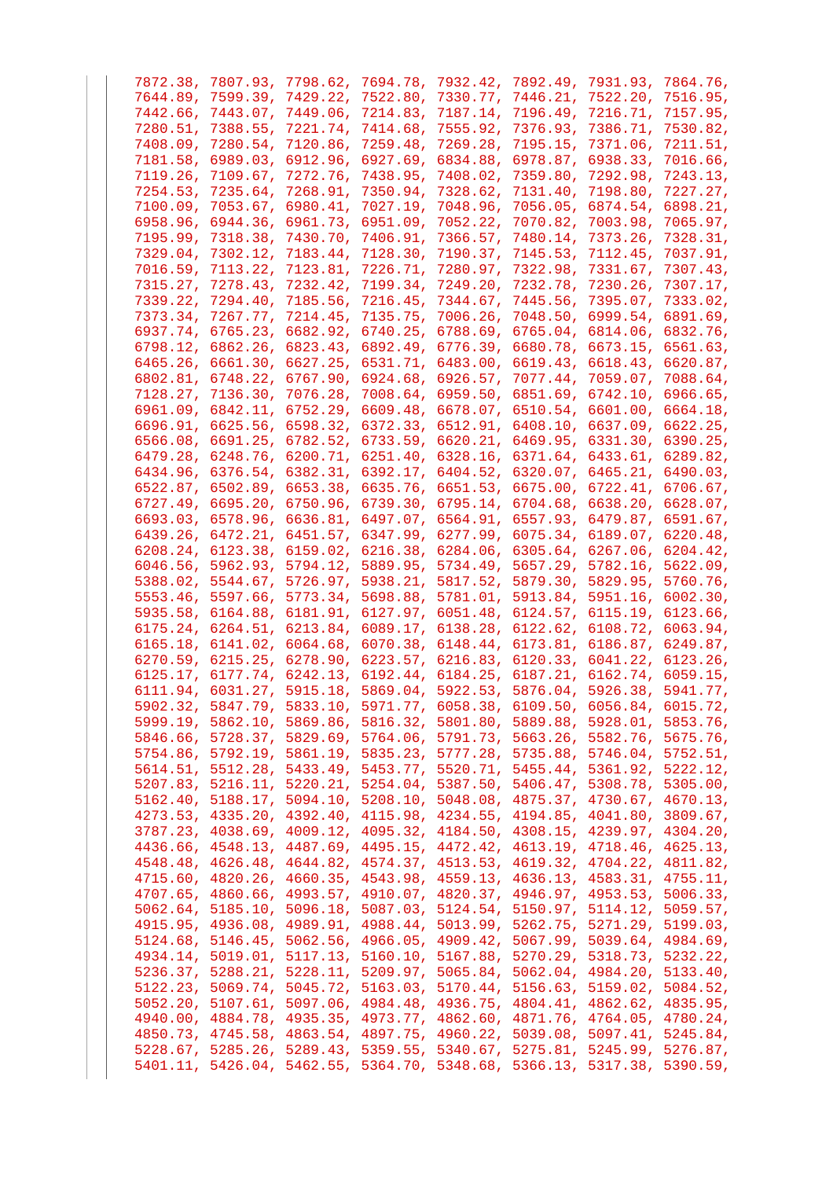```
7872.38, 7807.93, 7798.62, 7694.78, 7932.42, 7892.49, 7931.93, 7864.76,
7644.89, 7599.39, 7429.22, 7522.80, 7330.77, 7446.21, 7522.20, 7516.95,
7442.66, 7443.07, 7449.06, 7214.83, 7187.14, 7196.49, 7216.71, 7157.95,
7280.51, 7388.55, 7221.74, 7414.68, 7555.92, 7376.93, 7386.71, 7530.82,
7408.09, 7280.54, 7120.86, 7259.48, 7269.28, 7195.15, 7371.06, 7211.51,
7181.58, 6989.03, 6912.96, 6927.69, 6834.88, 6978.87, 6938.33, 7016.66,
7119.26, 7109.67, 7272.76, 7438.95, 7408.02, 7359.80, 7292.98, 7243.13,
7254.53, 7235.64, 7268.91, 7350.94, 7328.62, 7131.40, 7198.80, 7227.27,
7100.09, 7053.67, 6980.41, 7027.19, 7048.96, 7056.05, 6874.54, 6898.21,
6958.96, 6944.36, 6961.73, 6951.09, 7052.22, 7070.82, 7003.98, 7065.97,
7195.99, 7318.38, 7430.70, 7406.91, 7366.57, 7480.14, 7373.26, 7328.31,
7329.04, 7302.12, 7183.44, 7128.30, 7190.37, 7145.53, 7112.45, 7037.91,
7016.59, 7113.22, 7123.81, 7226.71, 7280.97, 7322.98, 7331.67, 7307.43,
7315.27, 7278.43, 7232.42, 7199.34, 7249.20, 7232.78, 7230.26, 7307.17,
7339.22, 7294.40, 7185.56, 7216.45, 7344.67, 7445.56, 7395.07, 7333.02,
7373.34, 7267.77, 7214.45, 7135.75, 7006.26, 7048.50, 6999.54, 6891.69,
6937.74, 6765.23, 6682.92, 6740.25, 6788.69, 6765.04, 6814.06, 6832.76,
6798.12, 6862.26, 6823.43, 6892.49, 6776.39, 6680.78, 6673.15, 6561.63,
6465.26, 6661.30, 6627.25, 6531.71, 6483.00, 6619.43, 6618.43, 6620.87,
6802.81, 6748.22, 6767.90, 6924.68, 6926.57, 7077.44, 7059.07, 7088.64,
7128.27, 7136.30, 7076.28, 7008.64, 6959.50, 6851.69, 6742.10, 6966.65,
6961.09, 6842.11, 6752.29, 6609.48, 6678.07, 6510.54, 6601.00, 6664.18,
6696.91, 6625.56, 6598.32, 6372.33, 6512.91, 6408.10, 6637.09, 6622.25,
6566.08, 6691.25, 6782.52, 6733.59, 6620.21, 6469.95, 6331.30, 6390.25,
6479.28, 6248.76, 6200.71, 6251.40, 6328.16, 6371.64, 6433.61, 6289.82,
6434.96, 6376.54, 6382.31, 6392.17, 6404.52, 6320.07, 6465.21, 6490.03,
6522.87, 6502.89, 6653.38, 6635.76, 6651.53, 6675.00, 6722.41, 6706.67,
6727.49, 6695.20, 6750.96, 6739.30, 6795.14, 6704.68, 6638.20, 6628.07,
6693.03, 6578.96, 6636.81, 6497.07, 6564.91, 6557.93, 6479.87, 6591.67,
6439.26, 6472.21, 6451.57, 6347.99, 6277.99, 6075.34, 6189.07, 6220.48,
6208.24, 6123.38, 6159.02, 6216.38, 6284.06, 6305.64, 6267.06, 6204.42,
6046.56, 5962.93, 5794.12, 5889.95, 5734.49, 5657.29, 5782.16, 5622.09,
5388.02, 5544.67, 5726.97, 5938.21, 5817.52, 5879.30, 5829.95, 5760.76,
5553.46, 5597.66, 5773.34, 5698.88, 5781.01, 5913.84, 5951.16, 6002.30,
5935.58, 6164.88, 6181.91, 6127.97, 6051.48, 6124.57, 6115.19, 6123.66,
6175.24, 6264.51, 6213.84, 6089.17, 6138.28, 6122.62, 6108.72, 6063.94,
6165.18, 6141.02, 6064.68, 6070.38, 6148.44, 6173.81, 6186.87, 6249.87,
6270.59, 6215.25, 6278.90, 6223.57, 6216.83, 6120.33, 6041.22, 6123.26,
6125.17, 6177.74, 6242.13, 6192.44, 6184.25, 6187.21, 6162.74, 6059.15,
6111.94, 6031.27, 5915.18, 5869.04, 5922.53, 5876.04, 5926.38, 5941.77,
5902.32, 5847.79, 5833.10, 5971.77, 6058.38, 6109.50, 6056.84, 6015.72,
5999.19, 5862.10, 5869.86, 5816.32, 5801.80, 5889.88, 5928.01, 5853.76,
5846.66, 5728.37, 5829.69, 5764.06, 5791.73, 5663.26, 5582.76, 5675.76,
5754.86, 5792.19, 5861.19, 5835.23, 5777.28, 5735.88, 5746.04, 5752.51,
5614.51, 5512.28, 5433.49, 5453.77, 5520.71, 5455.44, 5361.92, 5222.12,
5207.83, 5216.11, 5220.21, 5254.04, 5387.50, 5406.47, 5308.78, 5305.00,
5162.40, 5188.17, 5094.10, 5208.10, 5048.08, 4875.37, 4730.67, 4670.13,
4273.53, 4335.20, 4392.40, 4115.98, 4234.55, 4194.85, 4041.80, 3809.67,
3787.23, 4038.69, 4009.12, 4095.32, 4184.50, 4308.15, 4239.97, 4304.20,
4436.66, 4548.13, 4487.69, 4495.15, 4472.42, 4613.19, 4718.46, 4625.13,
4548.48, 4626.48, 4644.82, 4574.37, 4513.53, 4619.32, 4704.22, 4811.82,
4715.60, 4820.26, 4660.35, 4543.98, 4559.13, 4636.13, 4583.31, 4755.11,
4707.65, 4860.66, 4993.57, 4910.07, 4820.37, 4946.97, 4953.53, 5006.33,
5062.64, 5185.10, 5096.18, 5087.03, 5124.54, 5150.97, 5114.12, 5059.57,
4915.95, 4936.08, 4989.91, 4988.44, 5013.99, 5262.75, 5271.29, 5199.03,
5124.68, 5146.45, 5062.56, 4966.05, 4909.42, 5067.99, 5039.64, 4984.69,
4934.14, 5019.01, 5117.13, 5160.10, 5167.88, 5270.29, 5318.73, 5232.22,
5236.37, 5288.21, 5228.11, 5209.97, 5065.84, 5062.04, 4984.20, 5133.40,
5122.23, 5069.74, 5045.72, 5163.03, 5170.44, 5156.63, 5159.02, 5084.52,
5052.20, 5107.61, 5097.06, 4984.48, 4936.75, 4804.41, 4862.62, 4835.95,
4940.00, 4884.78, 4935.35, 4973.77, 4862.60, 4871.76, 4764.05, 4780.24,
4850.73, 4745.58, 4863.54, 4897.75, 4960.22, 5039.08, 5097.41, 5245.84,
5228.67, 5285.26, 5289.43, 5359.55, 5340.67, 5275.81, 5245.99, 5276.87,
5401.11, 5426.04, 5462.55, 5364.70, 5348.68, 5366.13, 5317.38, 5390.59,
```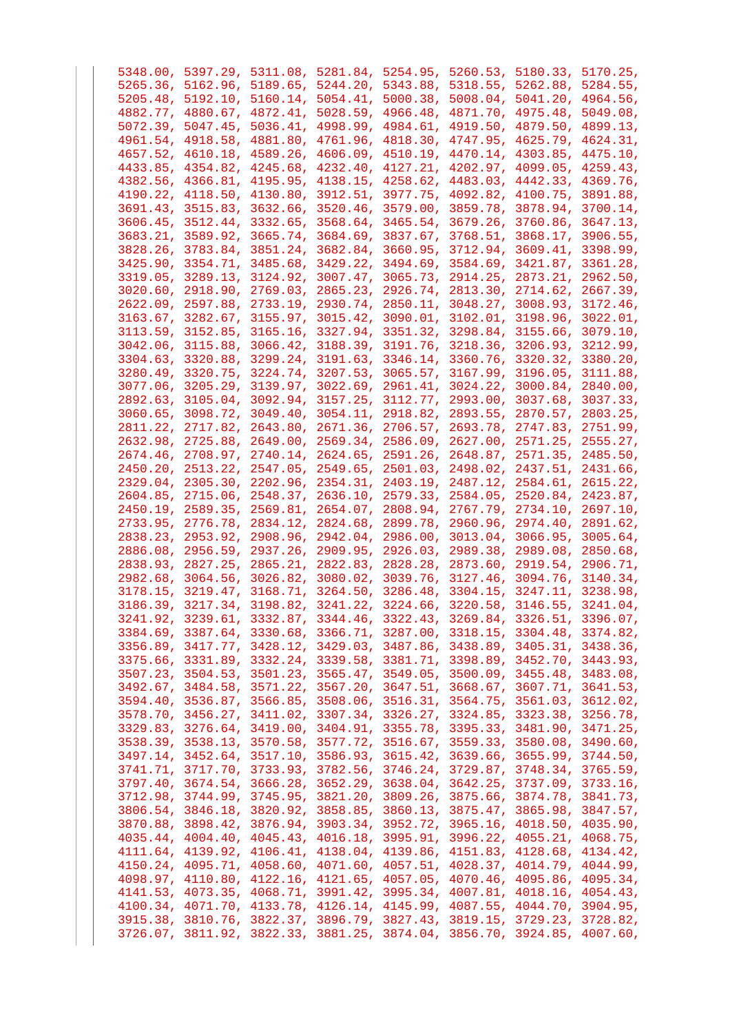```
5348.00, 5397.29, 5311.08, 5281.84, 5254.95, 5260.53, 5180.33, 5170.25,
5265.36, 5162.96, 5189.65, 5244.20, 5343.88, 5318.55, 5262.88, 5284.55,
5205.48, 5192.10, 5160.14, 5054.41, 5000.38, 5008.04, 5041.20, 4964.56,
4882.77, 4880.67, 4872.41, 5028.59, 4966.48, 4871.70, 4975.48, 5049.08,
5072.39, 5047.45, 5036.41, 4998.99, 4984.61, 4919.50, 4879.50, 4899.13,
4961.54, 4918.58, 4881.80, 4761.96, 4818.30, 4747.95, 4625.79, 4624.31,
4657.52, 4610.18, 4589.26, 4606.09, 4510.19, 4470.14, 4303.85, 4475.10,
4433.85, 4354.82, 4245.68, 4232.40, 4127.21, 4202.97, 4099.05, 4259.43,
4382.56, 4366.81, 4195.95, 4138.15, 4258.62, 4483.03, 4442.33, 4369.76,
4190.22, 4118.50, 4130.80, 3912.51, 3977.75, 4092.82, 4100.75, 3891.88,
3691.43, 3515.83, 3632.66, 3520.46, 3579.00, 3859.78, 3878.94, 3700.14,
3606.45, 3512.44, 3332.65, 3568.64, 3465.54, 3679.26, 3760.86, 3647.13,
3683.21, 3589.92, 3665.74, 3684.69, 3837.67, 3768.51, 3868.17, 3906.55,
3828.26, 3783.84, 3851.24, 3682.84, 3660.95, 3712.94, 3609.41, 3398.99,
3425.90, 3354.71, 3485.68, 3429.22, 3494.69, 3584.69, 3421.87, 3361.28,
3319.05, 3289.13, 3124.92, 3007.47, 3065.73, 2914.25, 2873.21, 2962.50,
3020.60, 2918.90, 2769.03, 2865.23, 2926.74, 2813.30, 2714.62, 2667.39,
2622.09, 2597.88, 2733.19, 2930.74, 2850.11, 3048.27, 3008.93, 3172.46,
3163.67, 3282.67, 3155.97, 3015.42, 3090.01, 3102.01, 3198.96, 3022.01,
3113.59, 3152.85, 3165.16, 3327.94, 3351.32, 3298.84, 3155.66, 3079.10,
3042.06, 3115.88, 3066.42, 3188.39, 3191.76, 3218.36, 3206.93, 3212.99,
3304.63, 3320.88, 3299.24, 3191.63, 3346.14, 3360.76, 3320.32, 3380.20,
3280.49, 3320.75, 3224.74, 3207.53, 3065.57, 3167.99, 3196.05, 3111.88,
3077.06, 3205.29, 3139.97, 3022.69, 2961.41, 3024.22, 3000.84, 2840.00,
2892.63, 3105.04, 3092.94, 3157.25, 3112.77, 2993.00, 3037.68, 3037.33,
3060.65, 3098.72, 3049.40, 3054.11, 2918.82, 2893.55, 2870.57, 2803.25,
2811.22, 2717.82, 2643.80, 2671.36, 2706.57, 2693.78, 2747.83, 2751.99,
2632.98, 2725.88, 2649.00, 2569.34, 2586.09, 2627.00, 2571.25, 2555.27,
2674.46, 2708.97, 2740.14, 2624.65, 2591.26, 2648.87, 2571.35, 2485.50,
2450.20, 2513.22, 2547.05, 2549.65, 2501.03, 2498.02, 2437.51, 2431.66,
2329.04, 2305.30, 2202.96, 2354.31, 2403.19, 2487.12, 2584.61, 2615.22,
2604.85, 2715.06, 2548.37, 2636.10, 2579.33, 2584.05, 2520.84, 2423.87,
2450.19, 2589.35, 2569.81, 2654.07, 2808.94, 2767.79, 2734.10, 2697.10,
2733.95, 2776.78, 2834.12, 2824.68, 2899.78, 2960.96, 2974.40, 2891.62,
2838.23, 2953.92, 2908.96, 2942.04, 2986.00, 3013.04, 3066.95, 3005.64,
2886.08, 2956.59, 2937.26, 2909.95, 2926.03, 2989.38, 2989.08, 2850.68,
2838.93, 2827.25, 2865.21, 2822.83, 2828.28, 2873.60, 2919.54, 2906.71,
2982.68, 3064.56, 3026.82, 3080.02, 3039.76, 3127.46, 3094.76, 3140.34,
3178.15, 3219.47, 3168.71, 3264.50, 3286.48, 3304.15, 3247.11, 3238.98,
3186.39, 3217.34, 3198.82, 3241.22, 3224.66, 3220.58, 3146.55, 3241.04,
3241.92, 3239.61, 3332.87, 3344.46, 3322.43, 3269.84, 3326.51, 3396.07,
3384.69, 3387.64, 3330.68, 3366.71, 3287.00, 3318.15, 3304.48, 3374.82,
3356.89, 3417.77, 3428.12, 3429.03, 3487.86, 3438.89, 3405.31, 3438.36,
3375.66, 3331.89, 3332.24, 3339.58, 3381.71, 3398.89, 3452.70, 3443.93,
3507.23, 3504.53, 3501.23, 3565.47, 3549.05, 3500.09, 3455.48, 3483.08,
3492.67, 3484.58, 3571.22, 3567.20, 3647.51, 3668.67, 3607.71, 3641.53,
3594.40, 3536.87, 3566.85, 3508.06, 3516.31, 3564.75, 3561.03, 3612.02,
3578.70, 3456.27, 3411.02, 3307.34, 3326.27, 3324.85, 3323.38, 3256.78,
3329.83, 3276.64, 3419.00, 3404.91, 3355.78, 3395.33, 3481.90, 3471.25,
3538.39, 3538.13, 3570.58, 3577.72, 3516.67, 3559.33, 3580.08, 3490.60,
3497.14, 3452.64, 3517.10, 3586.93, 3615.42, 3639.66, 3655.99, 3744.50,
3741.71, 3717.70, 3733.93, 3782.56, 3746.24, 3729.87, 3748.34, 3765.59,
3797.40, 3674.54, 3666.28, 3652.29, 3638.04, 3642.25, 3737.09, 3733.16,
3712.98, 3744.99, 3745.95, 3821.20, 3809.26, 3875.66, 3874.78, 3841.73,
3806.54, 3846.18, 3820.92, 3858.85, 3860.13, 3875.47, 3865.98, 3847.57,
3870.88, 3898.42, 3876.94, 3903.34, 3952.72, 3965.16, 4018.50, 4035.90,
4035.44, 4004.40, 4045.43, 4016.18, 3995.91, 3996.22, 4055.21, 4068.75,
4111.64, 4139.92, 4106.41, 4138.04, 4139.86, 4151.83, 4128.68, 4134.42,
4150.24, 4095.71, 4058.60, 4071.60, 4057.51, 4028.37, 4014.79, 4044.99,
4098.97, 4110.80, 4122.16, 4121.65, 4057.05, 4070.46, 4095.86, 4095.34,
4141.53, 4073.35, 4068.71, 3991.42, 3995.31, 4007.81, 4018.16, 4054.43,
4100.34, 4071.70, 4133.78, 4126.14, 4145.99, 4087.55, 4044.70, 3904.95,
3915.38, 3810.76, 3822.37, 3896.79, 3827.43, 3819.15, 3729.23, 3728.82,
3726.07, 3811.92, 3822.33, 3881.25, 3874.04, 3856.70, 3924.85, 4007.60,
```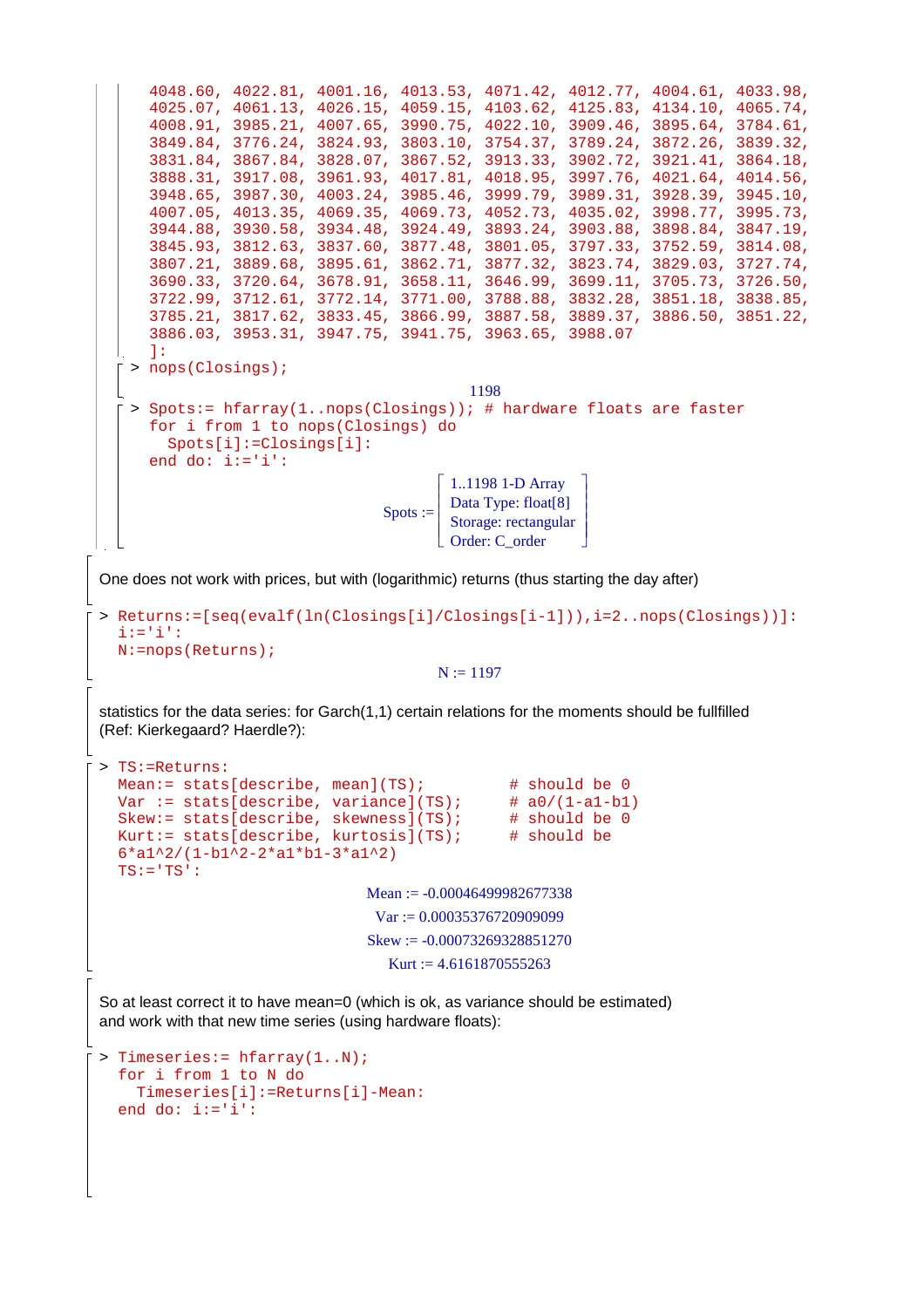```
    4048.60, 4022.81, 4001.16, 4013.53, 4071.42, 4012.77, 4004.61, 4033.98,
    4025.07, 4061.13, 4026.15, 4059.15, 4103.62, 4125.83, 4134.10, 4065.74,
    4008.91, 3985.21, 4007.65, 3990.75, 4022.10, 3909.46, 3895.64, 3784.61,
    3849.84, 3776.24, 3824.93, 3803.10, 3754.37, 3789.24, 3872.26, 3839.32,
    3831.84, 3867.84, 3828.07, 3867.52, 3913.33, 3902.72, 3921.41, 3864.18,
    3888.31, 3917.08, 3961.93, 4017.81, 4018.95, 3997.76, 4021.64, 4014.56,
    3948.65, 3987.30, 4003.24, 3985.46, 3999.79, 3989.31, 3928.39, 3945.10,
    4007.05, 4013.35, 4069.35, 4069.73, 4052.73, 4035.02, 3998.77, 3995.73,
    3944.88, 3930.58, 3934.48, 3924.49, 3893.24, 3903.88, 3898.84, 3847.19,
    3845.93, 3812.63, 3837.60, 3877.48, 3801.05, 3797.33, 3752.59, 3814.08,
    3807.21, 3889.68, 3895.61, 3862.71, 3877.32, 3823.74, 3829.03, 3727.74,
    3690.33, 3720.64, 3678.91, 3658.11, 3646.99, 3699.11, 3705.73, 3726.50,
    3722.99, 3712.61, 3772.14, 3771.00, 3788.88, 3832.28, 3851.18, 3838.85,
    3785.21, 3817.62, 3833.45, 3866.99, 3887.58, 3889.37, 3886.50, 3851.22,
    3886.03, 3953.31, 3947.75, 3941.75, 3963.65, 3988.07
    ]:
> nops(Closings);
```

1198

```
> Spots:= hfarray(1..nops(Closings)); # hardware floats are faster
  for i from 1 to nops(Closings) do
    Spots[i]:=Closings[i]:
  end do: i:='i':
```

Spots := [ 1..1198 1-D Array ; Data Type: float[8] ; Storage: rectangular ; Order: C_order ]

One does not work with prices, but with (logarithmic) returns (thus starting the day after)

```
> Returns:=[seq(evalf(ln(Closings[i]/Closings[i-1])),i=2..nops(Closings))]:
  i:='i':
  N:=nops(Returns);
```

N := 1197

statistics for the data series: for Garch(1,1) certain relations for the moments should be fullfilled (Ref: Kierkegaard? Haerdle?):

```
> TS:=Returns:
  Mean:= stats[describe, mean](TS);         # should be 0
  Var := stats[describe, variance](TS);     # a0/(1-a1-b1)
  Skew:= stats[describe, skewness](TS);     # should be 0
  Kurt:= stats[describe, kurtosis](TS);     # should be
  6*a1^2/(1-b1^2-2*a1*b1-3*a1^2)
  TS:='TS':
```

Mean := -0.00046499982677338

Var := 0.00035376720909099

Skew := -0.00073269328851270

Kurt := 4.6161870555263

So at least correct it to have mean=0 (which is ok, as variance should be estimated) and work with that new time series (using hardware floats):

```
> Timeseries:= hfarray(1..N);
  for i from 1 to N do
    Timeseries[i]:=Returns[i]-Mean:
  end do: i:='i':
```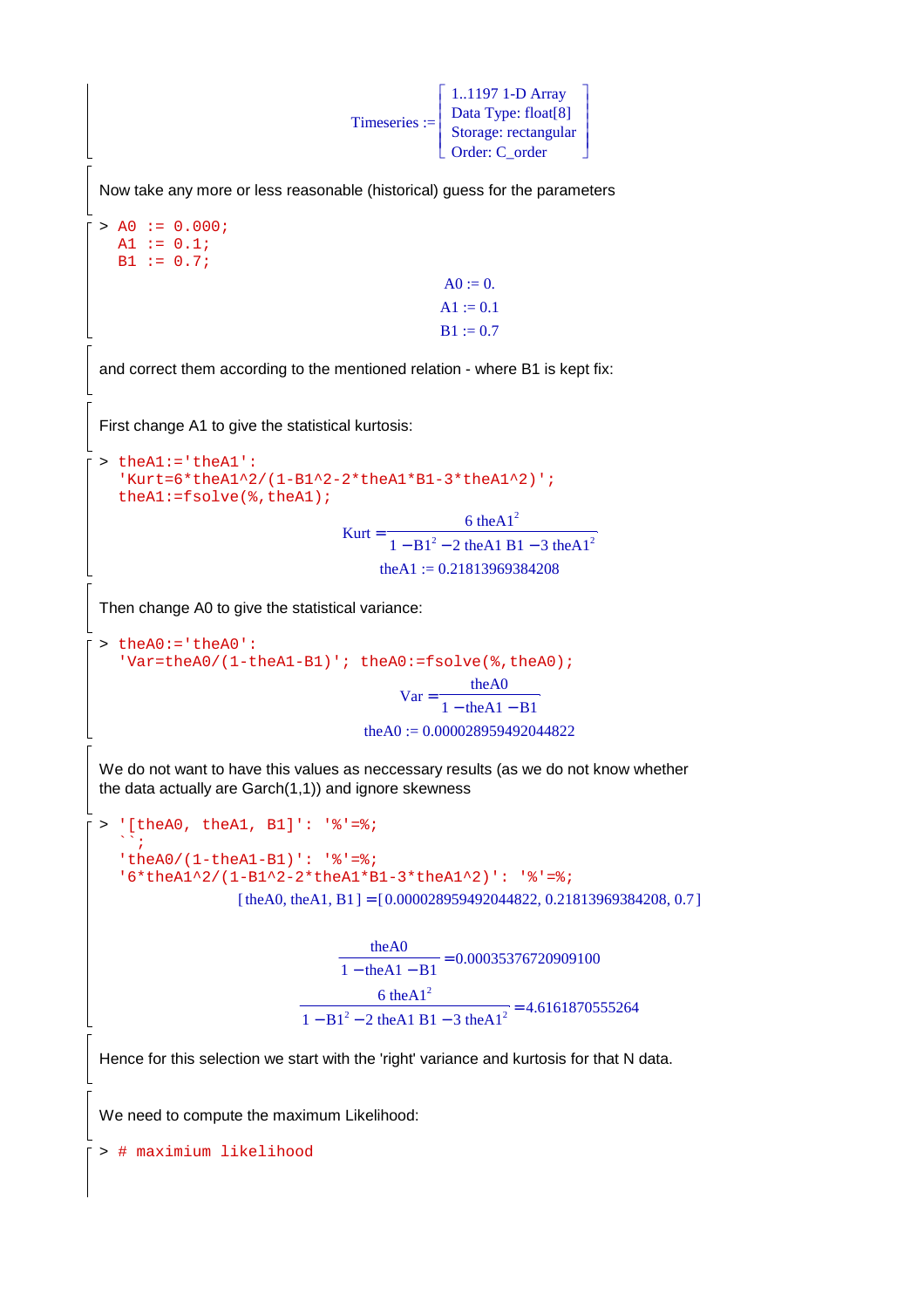$$\text{Timeseries} := \begin{bmatrix} \text{1..1197 1-D Array} \\ \text{Data Type: float[8]} \\ \text{Storage: rectangular} \\ \text{Order: C\_order} \end{bmatrix}$$

Now take any more or less reasonable (historical) guess for the parameters

```
> A0 := 0.000;
  A1 := 0.1;
  B1 := 0.7;
```

$$A0 := 0.$$

$$A1 := 0.1$$

$$B1 := 0.7$$

and correct them according to the mentioned relation - where B1 is kept fix:

First change A1 to give the statistical kurtosis:

```
> theA1:='theA1':
  'Kurt=6*theA1^2/(1-B1^2-2*theA1*B1-3*theA1^2)';
  theA1:=fsolve(%,theA1);
```

$$Kurt = \frac{6\, theA1^2}{1 - B1^2 - 2\, theA1\, B1 - 3\, theA1^2}$$

$$theA1 := 0.21813969384208$$

Then change A0 to give the statistical variance:

```
> theA0:='theA0':
  'Var=theA0/(1-theA1-B1)'; theA0:=fsolve(%,theA0);
```

$$Var = \frac{theA0}{1 - theA1 - B1}$$

$$theA0 := 0.000028959492044822$$

We do not want to have this values as neccessary results (as we do not know whether the data actually are Garch(1,1)) and ignore skewness

```
> '[theA0, theA1, B1]': '%'=%;
  ``;
  'theA0/(1-theA1-B1)': '%'=%;
  '6*theA1^2/(1-B1^2-2*theA1*B1-3*theA1^2)': '%'=%;
```

$$[theA0, theA1, B1] = [0.000028959492044822, 0.21813969384208, 0.7]$$

$$\frac{theA0}{1 - theA1 - B1} = 0.00035376720909100$$

$$\frac{6\, theA1^2}{1 - B1^2 - 2\, theA1\, B1 - 3\, theA1^2} = 4.6161870555264$$

Hence for this selection we start with the 'right' variance and kurtosis for that N data.

We need to compute the maximum Likelihood:

```
> # maximium likelihood
```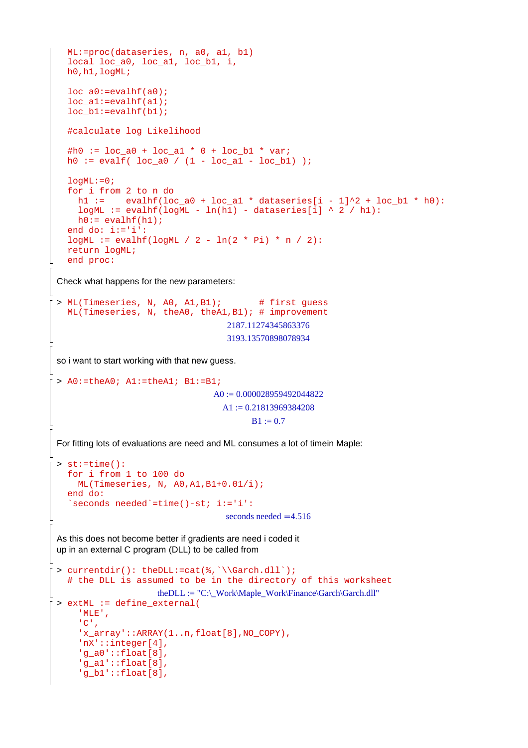```
ML:=proc(dataseries, n, a0, a1, b1)
local loc_a0, loc_a1, loc_b1, i,
h0,h1,logML;

loc_a0:=evalhf(a0);
loc_a1:=evalhf(a1);
loc_b1:=evalhf(b1);

#calculate log Likelihood

#h0 := loc_a0 + loc_a1 * 0 + loc_b1 * var;
h0 := evalf( loc_a0 / (1 - loc_a1 - loc_b1) );

logML:=0;
for i from 2 to n do
  h1 :=    evalhf(loc_a0 + loc_a1 * dataseries[i - 1]^2 + loc_b1 * h0):
  logML := evalhf(logML - ln(h1) - dataseries[i] ^ 2 / h1):
  h0:= evalhf(h1);
end do: i:='i':
logML := evalhf(logML / 2 - ln(2 * Pi) * n / 2):
return logML;
end proc:
```

Check what happens for the new parameters:

```
> ML(Timeseries, N, A0, A1,B1);       # first guess
  ML(Timeseries, N, theA0, theA1,B1); # improvement
```

2187.11274345863376

3193.13570898078934

so i want to start working with that new guess.

```
> A0:=theA0; A1:=theA1; B1:=B1;
```

A0 := 0.000028959492044822

A1 := 0.21813969384208

B1 := 0.7

For fitting lots of evaluations are need and ML consumes a lot of timein Maple:

```
> st:=time():
  for i from 1 to 100 do
    ML(Timeseries, N, A0,A1,B1+0.01/i);
  end do:
  `seconds needed`=time()-st; i:='i':
```

seconds needed = 4.516

As this does not become better if gradients are need i coded it up in an external C program (DLL) to be called from

```
> currentdir(): theDLL:=cat(%,`\\Garch.dll`);
  # the DLL is assumed to be in the directory of this worksheet
```

theDLL := "C:\_Work\Maple_Work\Finance\Garch\Garch.dll"

```
> extML := define_external(
    'MLE',
    'C',
    'x_array'::ARRAY(1..n,float[8],NO_COPY),
    'nX'::integer[4],
    'g_a0'::float[8],
    'g_a1'::float[8],
    'g_b1'::float[8],
```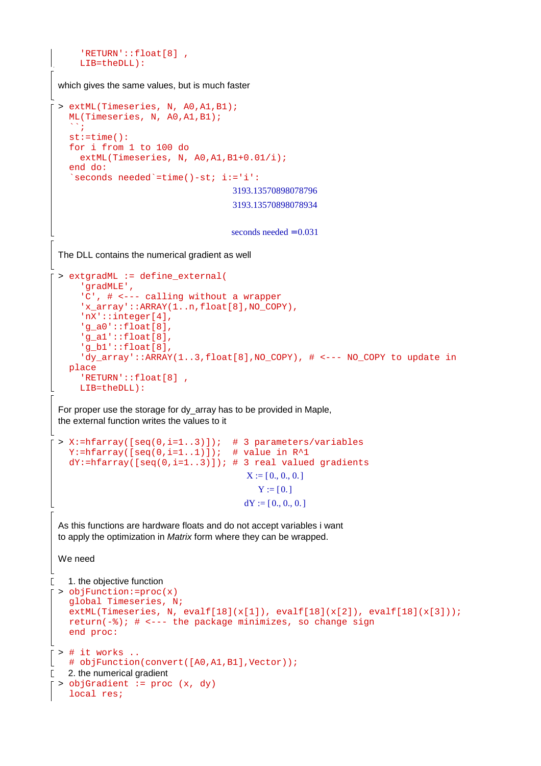```
    'RETURN'::float[8] ,
    LIB=theDLL):
```

which gives the same values, but is much faster

```
> extML(Timeseries, N, A0,A1,B1);
  ML(Timeseries, N, A0,A1,B1);
  ``;
  st:=time():
  for i from 1 to 100 do
    extML(Timeseries, N, A0,A1,B1+0.01/i);
  end do:
  `seconds needed`=time()-st; i:='i':
```

3193.13570898078796

3193.13570898078934

seconds needed $=0.031$

The DLL contains the numerical gradient as well

```
> extgradML := define_external(
    'gradMLE',
    'C', # <--- calling without a wrapper
    'x_array'::ARRAY(1..n,float[8],NO_COPY),
    'nX'::integer[4],
    'g_a0'::float[8],
    'g_a1'::float[8],
    'g_b1'::float[8],
    'dy_array'::ARRAY(1..3,float[8],NO_COPY), # <--- NO_COPY to update in
  place
    'RETURN'::float[8] ,
    LIB=theDLL):
```

For proper use the storage for dy_array has to be provided in Maple,
the external function writes the values to it

```
> X:=hfarray([seq(0,i=1..3)]);  # 3 parameters/variables
  Y:=hfarray([seq(0,i=1..1)]);  # value in R^1
  dY:=hfarray([seq(0,i=1..3)]); # 3 real valued gradients
```

X := [0., 0., 0.]

Y := [0.]

dY := [0., 0., 0.]

As this functions are hardware floats and do not accept variables i want
to apply the optimization in *Matrix* form where they can be wrapped.

We need

1. the objective function

```
> objFunction:=proc(x)
  global Timeseries, N;
  extML(Timeseries, N, evalf[18](x[1]), evalf[18](x[2]), evalf[18](x[3]));
  return(-%); # <--- the package minimizes, so change sign
  end proc:

> # it works ..
  # objFunction(convert([A0,A1,B1],Vector));
```

2. the numerical gradient

```
> objGradient := proc (x, dy)
  local res;
```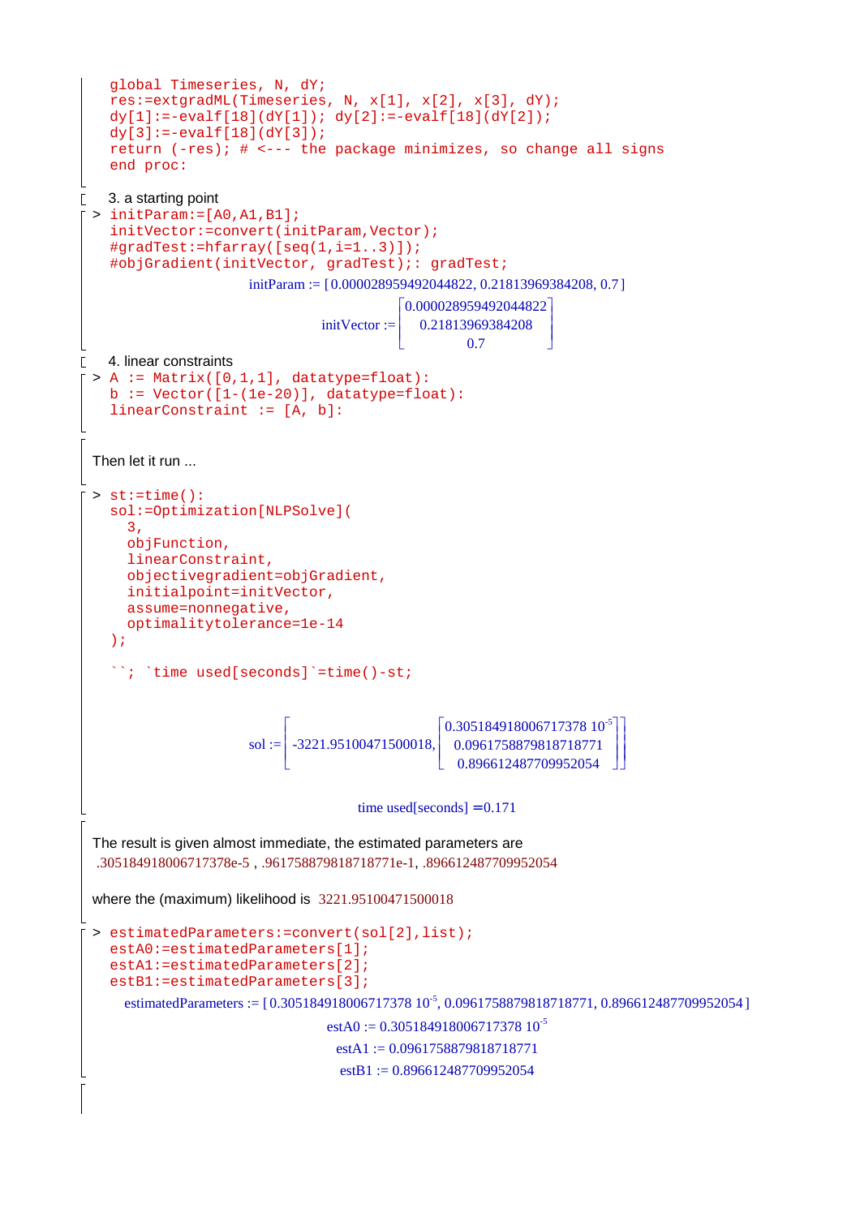```
global Timeseries, N, dY;
res:=extgradML(Timeseries, N, x[1], x[2], x[3], dY);
dy[1]:=-evalf[18](dY[1]); dy[2]:=-evalf[18](dY[2]);
dy[3]:=-evalf[18](dY[3]);
return (-res); # <--- the package minimizes, so change all signs
end proc:
```

3. a starting point

```
> initParam:=[A0,A1,B1];
initVector:=convert(initParam,Vector);
#gradTest:=hfarray([seq(1,i=1..3)]);
#objGradient(initVector, gradTest);: gradTest;
```

initParam := [0.000028959492044822, 0.21813969384208, 0.7]

$$initVector := \begin{bmatrix} 0.000028959492044822 \\ 0.21813969384208 \\ 0.7 \end{bmatrix}$$

4. linear constraints

```
> A := Matrix([0,1,1], datatype=float):
b := Vector([1-(1e-20)], datatype=float):
linearConstraint := [A, b]:
```

Then let it run ...

```
> st:=time():
sol:=Optimization[NLPSolve](
  3,
  objFunction,
  linearConstraint,
  objectivegradient=objGradient,
  initialpoint=initVector,
  assume=nonnegative,
  optimalitytolerance=1e-14
);

``; `time used[seconds]`=time()-st;
```

$$sol := \left[ -3221.95100471500018, \begin{bmatrix} 0.305184918006717378 \; 10^{-5} \\ 0.0961758879818718771 \\ 0.896612487709952054 \end{bmatrix} \right]$$

time used[seconds] = 0.171

The result is given almost immediate, the estimated parameters are .305184918006717378e-5 , .961758879818718771e-1, .896612487709952054

where the (maximum) likelihood is 3221.95100471500018

```
> estimatedParameters:=convert(sol[2],list);
estA0:=estimatedParameters[1];
estA1:=estimatedParameters[2];
estB1:=estimatedParameters[3];
```

estimatedParameters := [0.305184918006717378 $10^{-5}$, 0.0961758879818718771, 0.896612487709952054]

estA0 := 0.305184918006717378 $10^{-5}$

estA1 := 0.0961758879818718771

estB1 := 0.896612487709952054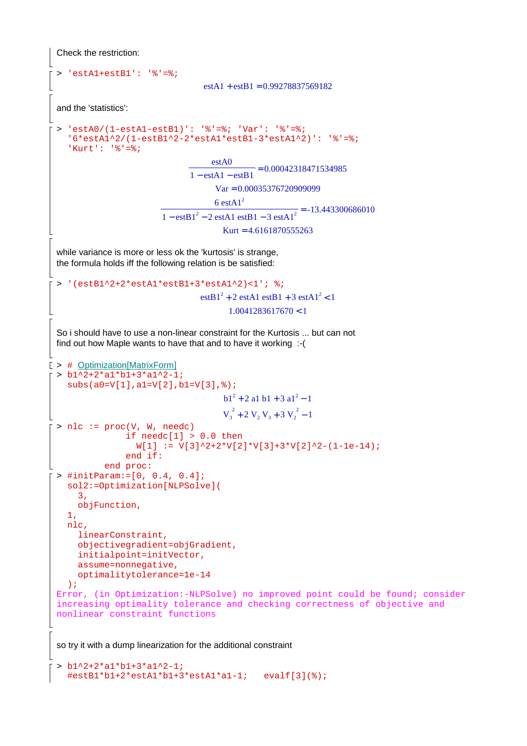Check the restriction:

```
> 'estA1+estB1': '%'=%;
```

$$\text{estA1} + \text{estB1} = 0.99278837569182$$

and the 'statistics':

```
> 'estA0/(1-estA1-estB1)': '%'=%; 'Var': '%'=%;
  '6*estA1^2/(1-estB1^2-2*estA1*estB1-3*estA1^2)': '%'=%;
  'Kurt': '%'=%;
```

$$\frac{\text{estA0}}{1 - \text{estA1} - \text{estB1}} = 0.00042318471534985$$

$$\text{Var} = 0.00035376720909099$$

$$\frac{6\ \text{estA1}^2}{1 - \text{estB1}^2 - 2\ \text{estA1}\ \text{estB1} - 3\ \text{estA1}^2} = -13.443300686010$$

$$\text{Kurt} = 4.6161870555263$$

while variance is more or less ok the 'kurtosis' is strange,
the formula holds iff the following relation is be satisfied:

```
> '(estB1^2+2*estA1*estB1+3*estA1^2)<1'; %;
```

$$\text{estB1}^2 + 2\ \text{estA1}\ \text{estB1} + 3\ \text{estA1}^2 < 1$$

$$1.0041283617670 < 1$$

So i should have to use a non-linear constraint for the Kurtosis ... but can not
find out how Maple wants to have that and to have it working :-(

```
> # Optimization[MatrixForm]
> b1^2+2*a1*b1+3*a1^2-1;
  subs(a0=V[1],a1=V[2],b1=V[3],%);
```

$$b1^2 + 2\ a1\ b1 + 3\ a1^2 - 1$$

$$V_3^2 + 2\ V_2\ V_3 + 3\ V_2^2 - 1$$

```
> nlc := proc(V, W, needc)
            if needc[1] > 0.0 then
              W[1] := V[3]^2+2*V[2]*V[3]+3*V[2]^2-(1-1e-14);
            end if:
         end proc:
> #initParam:=[0, 0.4, 0.4];
  sol2:=Optimization[NLPSolve](
    3,
    objFunction,
  1,
  nlc,
    linearConstraint,
    objectivegradient=objGradient,
    initialpoint=initVector,
    assume=nonnegative,
    optimalitytolerance=1e-14
  );
Error, (in Optimization:-NLPSolve) no improved point could be found; consider
increasing optimality tolerance and checking correctness of objective and
nonlinear constraint functions
```

so try it with a dump linearization for the additional constraint

```
> b1^2+2*a1*b1+3*a1^2-1;
  #estB1*b1+2*estA1*b1+3*estA1*a1-1;   evalf[3](%);
```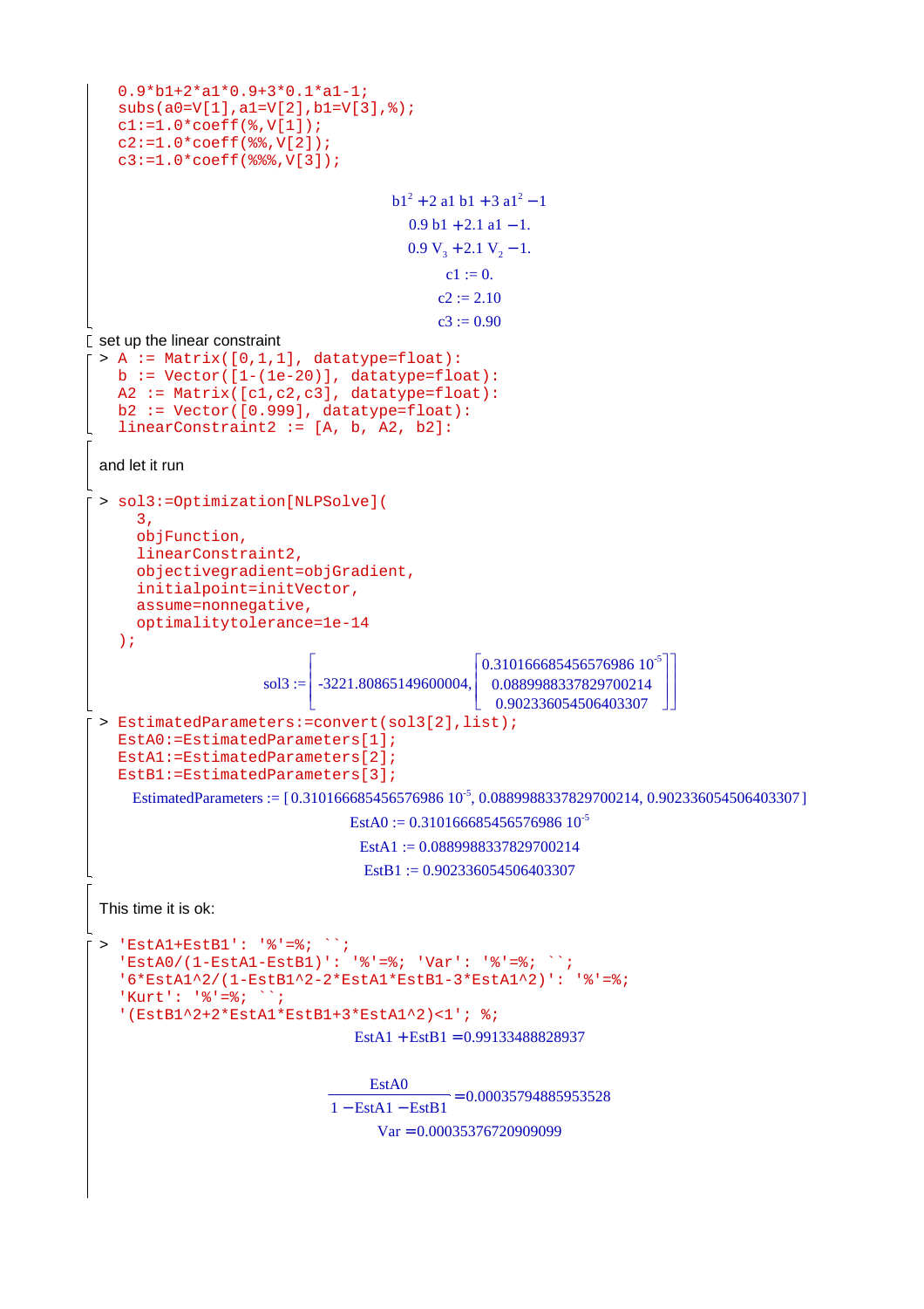```
0.9*b1+2*a1*0.9+3*0.1*a1-1;
subs(a0=V[1],a1=V[2],b1=V[3],%);
c1:=1.0*coeff(%,V[1]);
c2:=1.0*coeff(%%,V[2]);
c3:=1.0*coeff(%%%,V[3]);
```

$$b1^2 + 2\,a1\,b1 + 3\,a1^2 - 1$$

$$0.9\,b1 + 2.1\,a1 - 1.$$

$$0.9\,V_3 + 2.1\,V_2 - 1.$$

$$c1 := 0.$$

$$c2 := 2.10$$

$$c3 := 0.90$$

set up the linear constraint

```
> A := Matrix([0,1,1], datatype=float):
  b := Vector([1-(1e-20)], datatype=float):
  A2 := Matrix([c1,c2,c3], datatype=float):
  b2 := Vector([0.999], datatype=float):
  linearConstraint2 := [A, b, A2, b2]:
```

and let it run

```
> sol3:=Optimization[NLPSolve](
    3,
    objFunction,
    linearConstraint2,
    objectivegradient=objGradient,
    initialpoint=initVector,
    assume=nonnegative,
    optimalitytolerance=1e-14
  );
```

$$sol3 := \left[ -3221.80865149600004, \begin{bmatrix} 0.310166685456576986\ 10^{-5} \\ 0.0889988337829700214 \\ 0.902336054506403307 \end{bmatrix} \right]$$

```
> EstimatedParameters:=convert(sol3[2],list);
  EstA0:=EstimatedParameters[1];
  EstA1:=EstimatedParameters[2];
  EstB1:=EstimatedParameters[3];
```

$$EstimatedParameters := [0.310166685456576986\ 10^{-5}, 0.0889988337829700214, 0.902336054506403307]$$

$$EstA0 := 0.310166685456576986\ 10^{-5}$$

$$EstA1 := 0.0889988337829700214$$

$$EstB1 := 0.902336054506403307$$

This time it is ok:

```
> 'EstA1+EstB1': '%'=%; ``;
  'EstA0/(1-EstA1-EstB1)': '%'=%; 'Var': '%'=%; ``;
  '6*EstA1^2/(1-EstB1^2-2*EstA1*EstB1-3*EstA1^2)': '%'=%;
  'Kurt': '%'=%; ``;
  '(EstB1^2+2*EstA1*EstB1+3*EstA1^2)<1'; %;
```

$$EstA1 + EstB1 = 0.99133488828937$$

$$\frac{EstA0}{1 - EstA1 - EstB1} = 0.00035794885953528$$

$$Var = 0.00035376720909099$$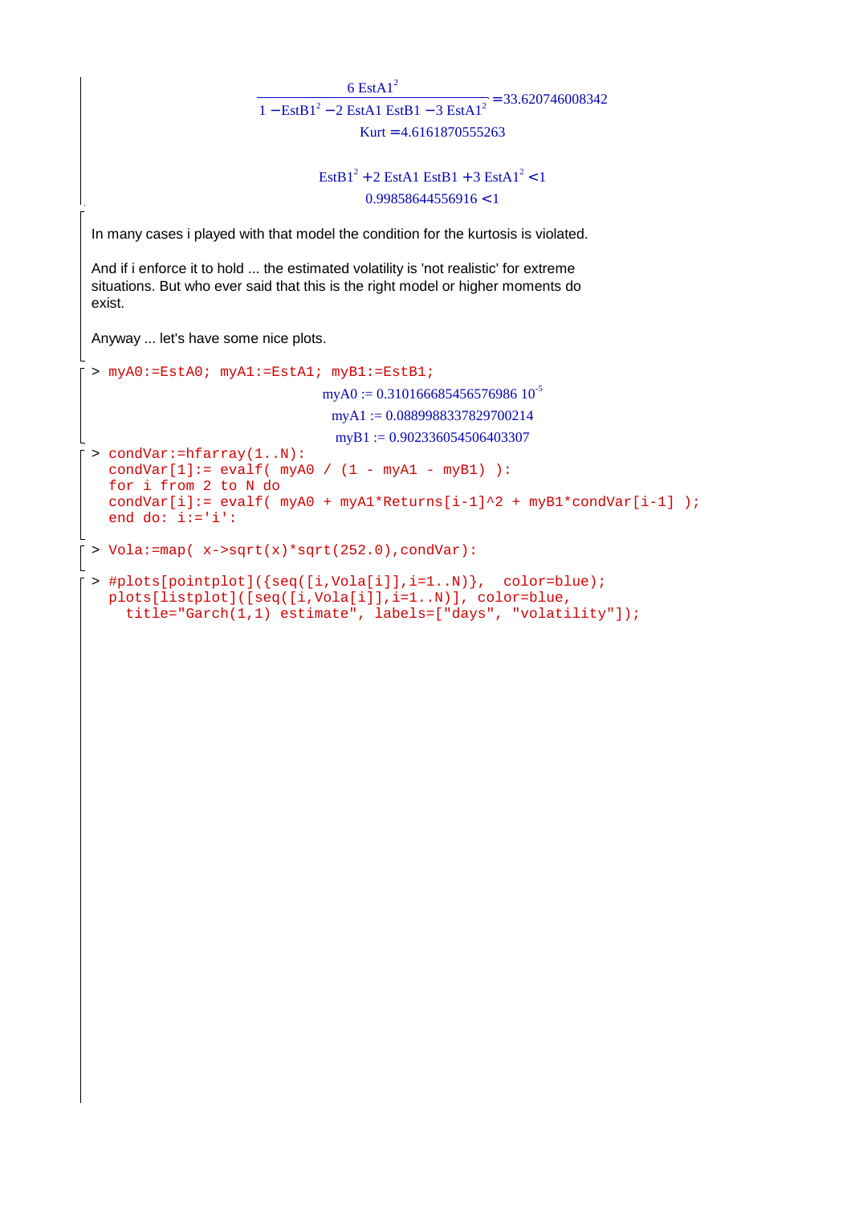$$\frac{6\ EstA1^2}{1 - EstB1^2 - 2\ EstA1\ EstB1 - 3\ EstA1^2} = 33.620746008342$$

$$Kurt = 4.6161870555263$$

$$EstB1^2 + 2\ EstA1\ EstB1 + 3\ EstA1^2 < 1$$

$$0.99858644556916 < 1$$

In many cases i played with that model the condition for the kurtosis is violated.

And if i enforce it to hold ... the estimated volatility is 'not realistic' for extreme situations. But who ever said that this is the right model or higher moments do exist.

Anyway ... let's have some nice plots.

```
> myA0:=EstA0; myA1:=EstA1; myB1:=EstB1;
```

$$myA0 := 0.310166685456576986\ 10^{-5}$$

$$myA1 := 0.0889988337829700214$$

$$myB1 := 0.902336054506403307$$

```
> condVar:=hfarray(1..N):
  condVar[1]:= evalf( myA0 / (1 - myA1 - myB1) ):
  for i from 2 to N do
  condVar[i]:= evalf( myA0 + myA1*Returns[i-1]^2 + myB1*condVar[i-1] );
  end do: i:='i':
```

```
> Vola:=map( x->sqrt(x)*sqrt(252.0),condVar):
```

```
> #plots[pointplot]({seq([i,Vola[i]],i=1..N)},  color=blue);
  plots[listplot]([seq([i,Vola[i]],i=1..N)], color=blue,
    title="Garch(1,1) estimate", labels=["days", "volatility"]);
```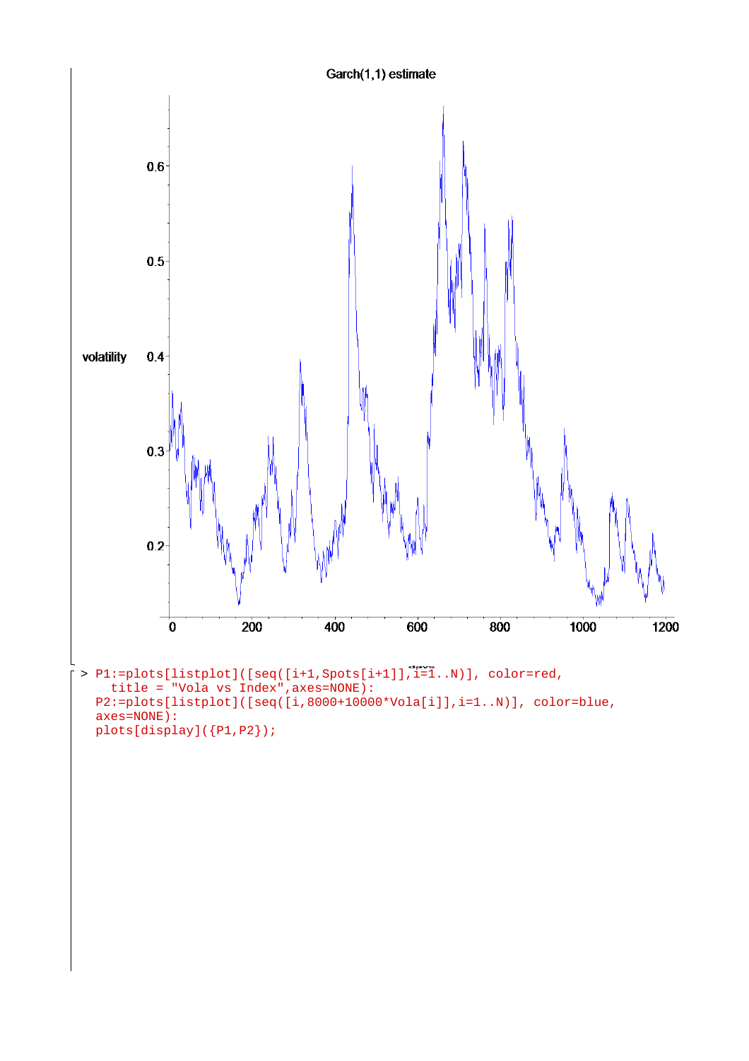```
> P1:=plots[listplot]([seq([i+1,Spots[i+1]],i=1..N)], color=red,
    title = "Vola vs Index",axes=NONE):
  P2:=plots[listplot]([seq([i,8000+10000*Vola[i]],i=1..N)], color=blue,
  axes=NONE):
  plots[display]({P1,P2});
```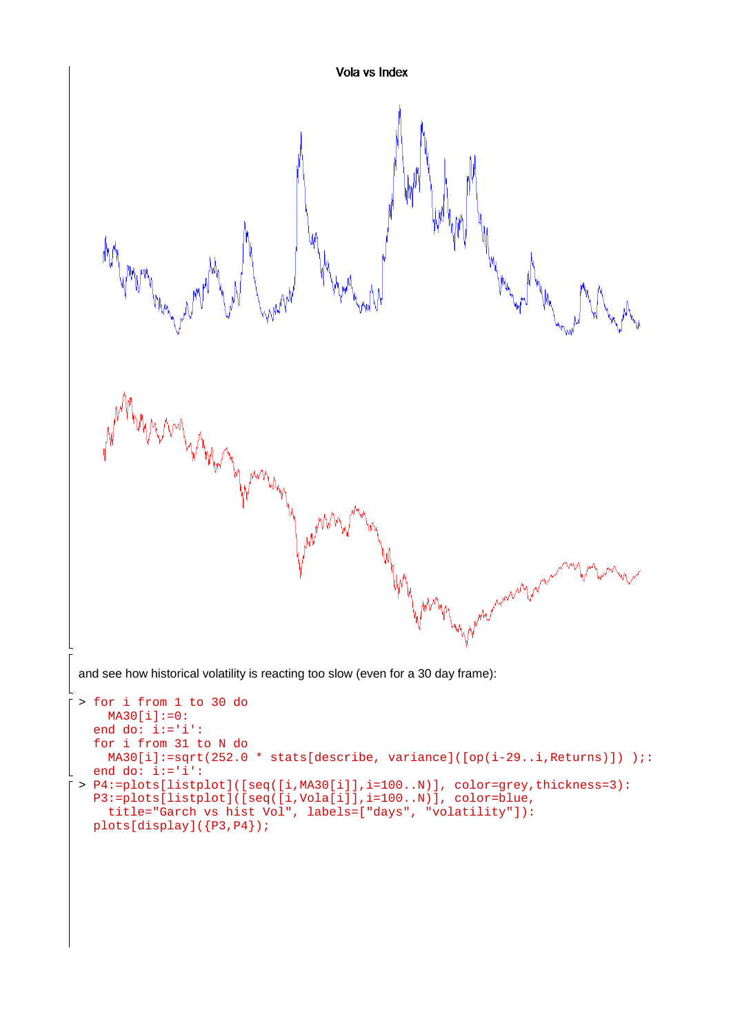Vola vs Index

and see how historical volatility is reacting too slow (even for a 30 day frame):

```
> for i from 1 to 30 do
    MA30[i]:=0:
  end do: i:='i':
  for i from 31 to N do
    MA30[i]:=sqrt(252.0 * stats[describe, variance]([op(i-29..i,Returns)]) );:
  end do: i:='i':
> P4:=plots[listplot]([seq([i,MA30[i]],i=100..N)], color=grey,thickness=3):
  P3:=plots[listplot]([seq([i,Vola[i]],i=100..N)], color=blue,
    title="Garch vs hist Vol", labels=["days", "volatility"]):
  plots[display]({P3,P4});
```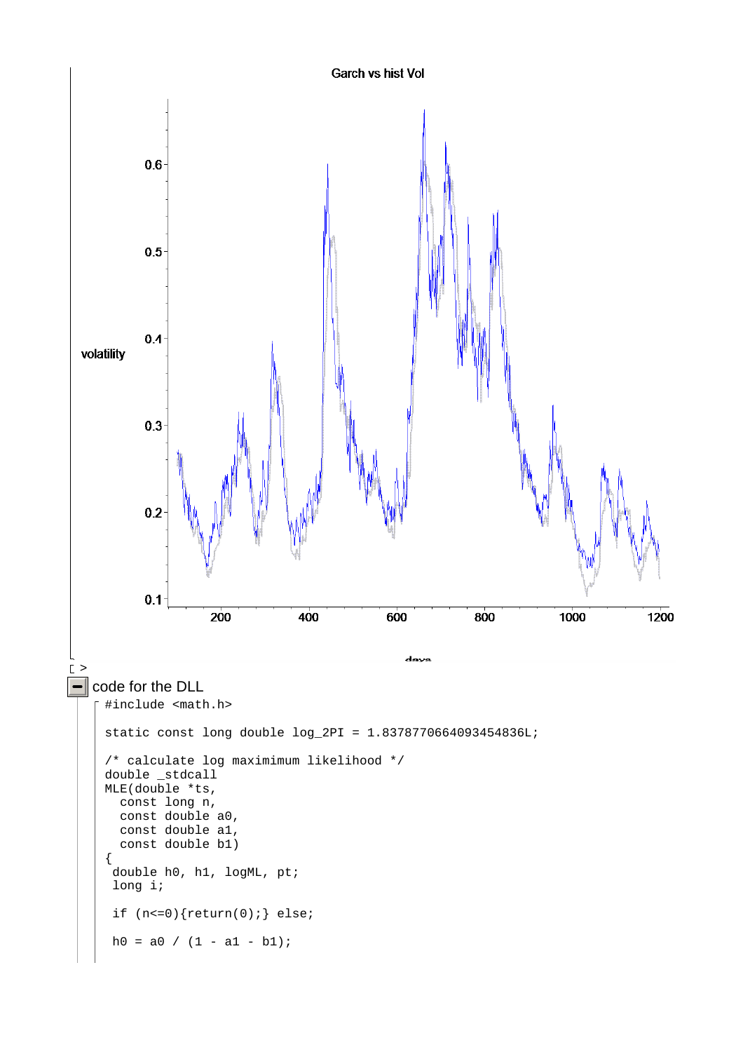Garch vs hist Vol

volatility

days

code for the DLL

```
#include <math.h>

static const long double log_2PI = 1.8378770664093454836L;

/* calculate log maximimum likelihood */
double _stdcall
MLE(double *ts,
  const long n,
  const double a0,
  const double a1,
  const double b1)
{
 double h0, h1, logML, pt;
 long i;

 if (n<=0){return(0);} else;

 h0 = a0 / (1 - a1 - b1);
```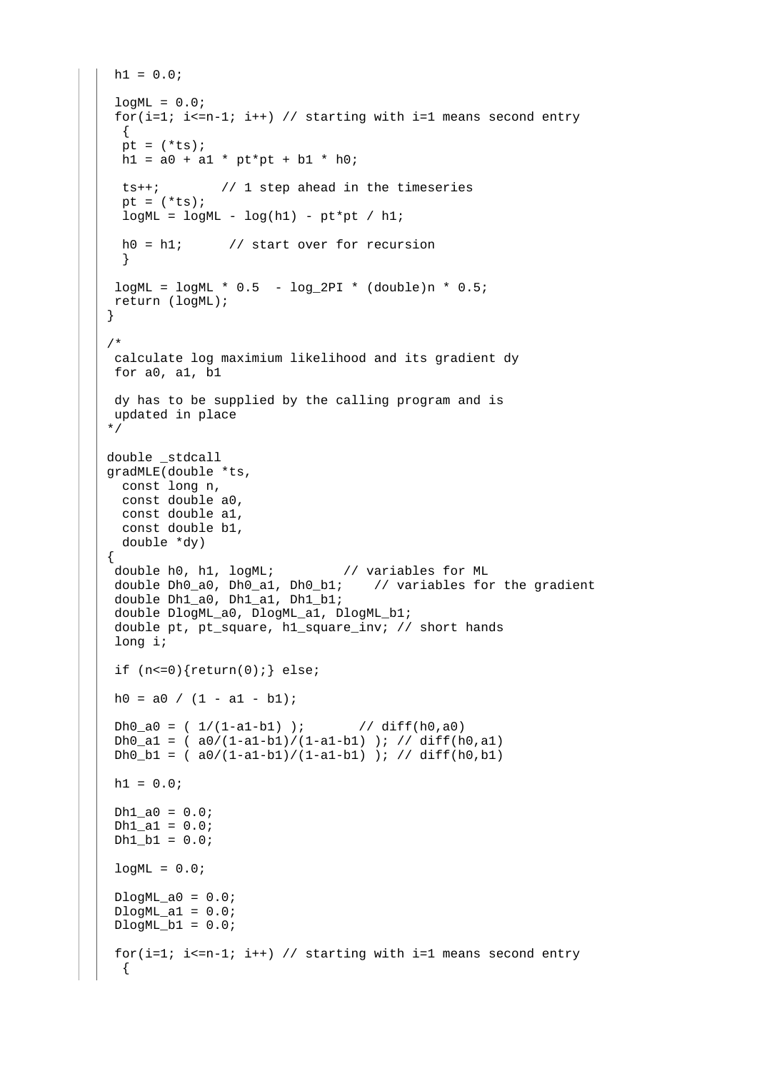```
 h1 = 0.0;

 logML = 0.0;
 for(i=1; i<=n-1; i++) // starting with i=1 means second entry
  {
  pt = (*ts);
  h1 = a0 + a1 * pt*pt + b1 * h0;

  ts++;        // 1 step ahead in the timeseries
  pt = (*ts);
  logML = logML - log(h1) - pt*pt / h1;

  h0 = h1;      // start over for recursion
  }

 logML = logML * 0.5  - log_2PI * (double)n * 0.5;
 return (logML);
}

/*
 calculate log maximium likelihood and its gradient dy
 for a0, a1, b1

 dy has to be supplied by the calling program and is
 updated in place
*/

double _stdcall
gradMLE(double *ts,
  const long n,
  const double a0,
  const double a1,
  const double b1,
  double *dy)
{
 double h0, h1, logML;         // variables for ML
 double Dh0_a0, Dh0_a1, Dh0_b1;    // variables for the gradient
 double Dh1_a0, Dh1_a1, Dh1_b1;
 double DlogML_a0, DlogML_a1, DlogML_b1;
 double pt, pt_square, h1_square_inv; // short hands
 long i;

 if (n<=0){return(0);} else;

 h0 = a0 / (1 - a1 - b1);

 Dh0_a0 = ( 1/(1-a1-b1) );       // diff(h0,a0)
 Dh0_a1 = ( a0/(1-a1-b1)/(1-a1-b1) ); // diff(h0,a1)
 Dh0_b1 = ( a0/(1-a1-b1)/(1-a1-b1) ); // diff(h0,b1)

 h1 = 0.0;

 Dh1_a0 = 0.0;
 Dh1_a1 = 0.0;
 Dh1_b1 = 0.0;

 logML = 0.0;

 DlogML_a0 = 0.0;
 DlogML_a1 = 0.0;
 DlogML_b1 = 0.0;

 for(i=1; i<=n-1; i++) // starting with i=1 means second entry
  {
```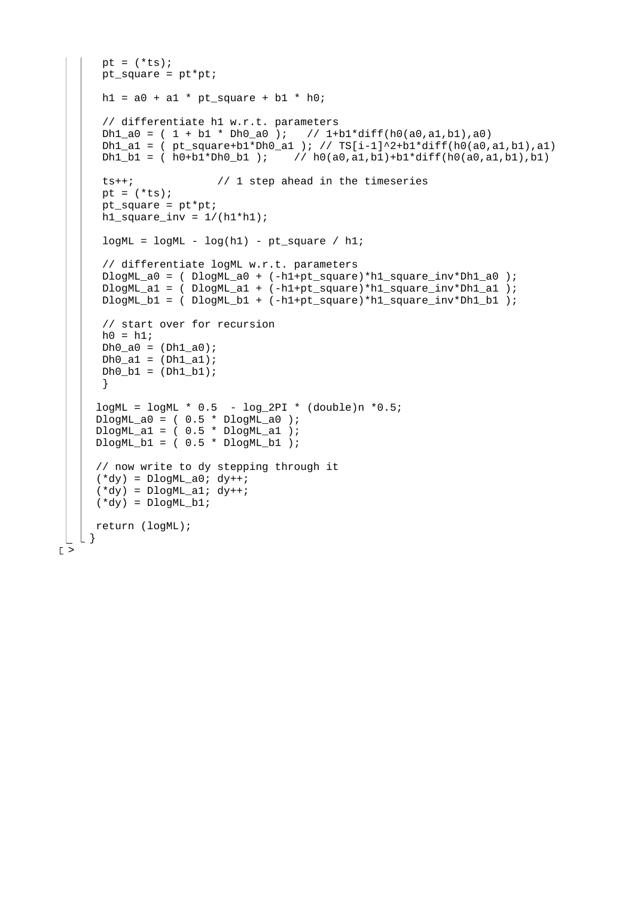```
        pt = (*ts);
        pt_square = pt*pt;

        h1 = a0 + a1 * pt_square + b1 * h0;

        // differentiate h1 w.r.t. parameters
        Dh1_a0 = ( 1 + b1 * Dh0_a0 );   // 1+b1*diff(h0(a0,a1,b1),a0)
        Dh1_a1 = ( pt_square+b1*Dh0_a1 ); // TS[i-1]^2+b1*diff(h0(a0,a1,b1),a1)
        Dh1_b1 = ( h0+b1*Dh0_b1 );    // h0(a0,a1,b1)+b1*diff(h0(a0,a1,b1),b1)

        ts++;            // 1 step ahead in the timeseries
        pt = (*ts);
        pt_square = pt*pt;
        h1_square_inv = 1/(h1*h1);

        logML = logML - log(h1) - pt_square / h1;

        // differentiate logML w.r.t. parameters
        DlogML_a0 = ( DlogML_a0 + (-h1+pt_square)*h1_square_inv*Dh1_a0 );
        DlogML_a1 = ( DlogML_a1 + (-h1+pt_square)*h1_square_inv*Dh1_a1 );
        DlogML_b1 = ( DlogML_b1 + (-h1+pt_square)*h1_square_inv*Dh1_b1 );

        // start over for recursion
        h0 = h1;
        Dh0_a0 = (Dh1_a0);
        Dh0_a1 = (Dh1_a1);
        Dh0_b1 = (Dh1_b1);
        }

      logML = logML * 0.5  - log_2PI * (double)n *0.5;
      DlogML_a0 = ( 0.5 * DlogML_a0 );
      DlogML_a1 = ( 0.5 * DlogML_a1 );
      DlogML_b1 = ( 0.5 * DlogML_b1 );

      // now write to dy stepping through it
      (*dy) = DlogML_a0; dy++;
      (*dy) = DlogML_a1; dy++;
      (*dy) = DlogML_b1;

      return (logML);
    }
>
```